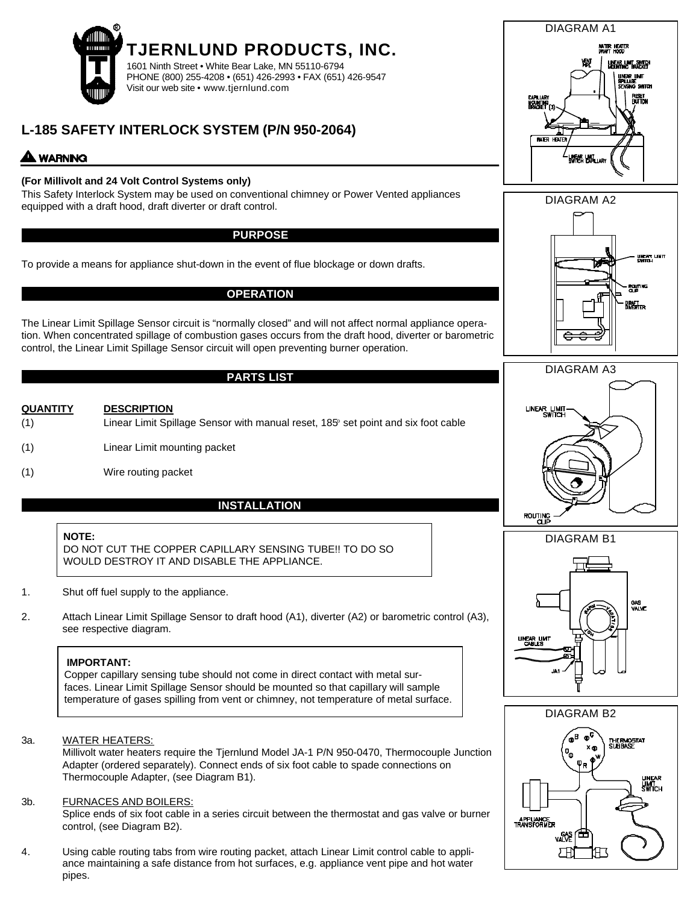# TJERNLUND PRODUCTS, INC.

1601 Ninth Street • White Bear Lake, MN 55110-6794
PHONE (800) 255-4208 • (651) 426-2993 • FAX (651) 426-9547
Visit our web site • www.tjernlund.com

## L-185 SAFETY INTERLOCK SYSTEM (P/N 950-2064)

**⚠ WARNING**

**(For Millivolt and 24 Volt Control Systems only)**

This Safety Interlock System may be used on conventional chimney or Power Vented appliances equipped with a draft hood, draft diverter or draft control.

### PURPOSE

To provide a means for appliance shut-down in the event of flue blockage or down drafts.

### OPERATION

The Linear Limit Spillage Sensor circuit is "normally closed" and will not affect normal appliance operation. When concentrated spillage of combustion gases occurs from the draft hood, diverter or barometric control, the Linear Limit Spillage Sensor circuit will open preventing burner operation.

### PARTS LIST

| QUANTITY | DESCRIPTION |
|---|---|
| (1) | Linear Limit Spillage Sensor with manual reset, 185° set point and six foot cable |
| (1) | Linear Limit mounting packet |
| (1) | Wire routing packet |

### INSTALLATION

> **NOTE:**
> DO NOT CUT THE COPPER CAPILLARY SENSING TUBE!! TO DO SO WOULD DESTROY IT AND DISABLE THE APPLIANCE.

1. Shut off fuel supply to the appliance.
2. Attach Linear Limit Spillage Sensor to draft hood (A1), diverter (A2) or barometric control (A3), see respective diagram.

> **IMPORTANT:**
> Copper capillary sensing tube should not come in direct contact with metal surfaces. Linear Limit Spillage Sensor should be mounted so that capillary will sample temperature of gases spilling from vent or chimney, not temperature of metal surface.

3a. WATER HEATERS:
Millivolt water heaters require the Tjernlund Model JA-1 P/N 950-0470, Thermocouple Junction Adapter (ordered separately). Connect ends of six foot cable to spade connections on Thermocouple Adapter, (see Diagram B1).

3b. FURNACES AND BOILERS:
Splice ends of six foot cable in a series circuit between the thermostat and gas valve or burner control, (see Diagram B2).

4. Using cable routing tabs from wire routing packet, attach Linear Limit control cable to appliance maintaining a safe distance from hot surfaces, e.g. appliance vent pipe and hot water pipes.

DIAGRAM A1

DIAGRAM A2

DIAGRAM A3

DIAGRAM B1

DIAGRAM B2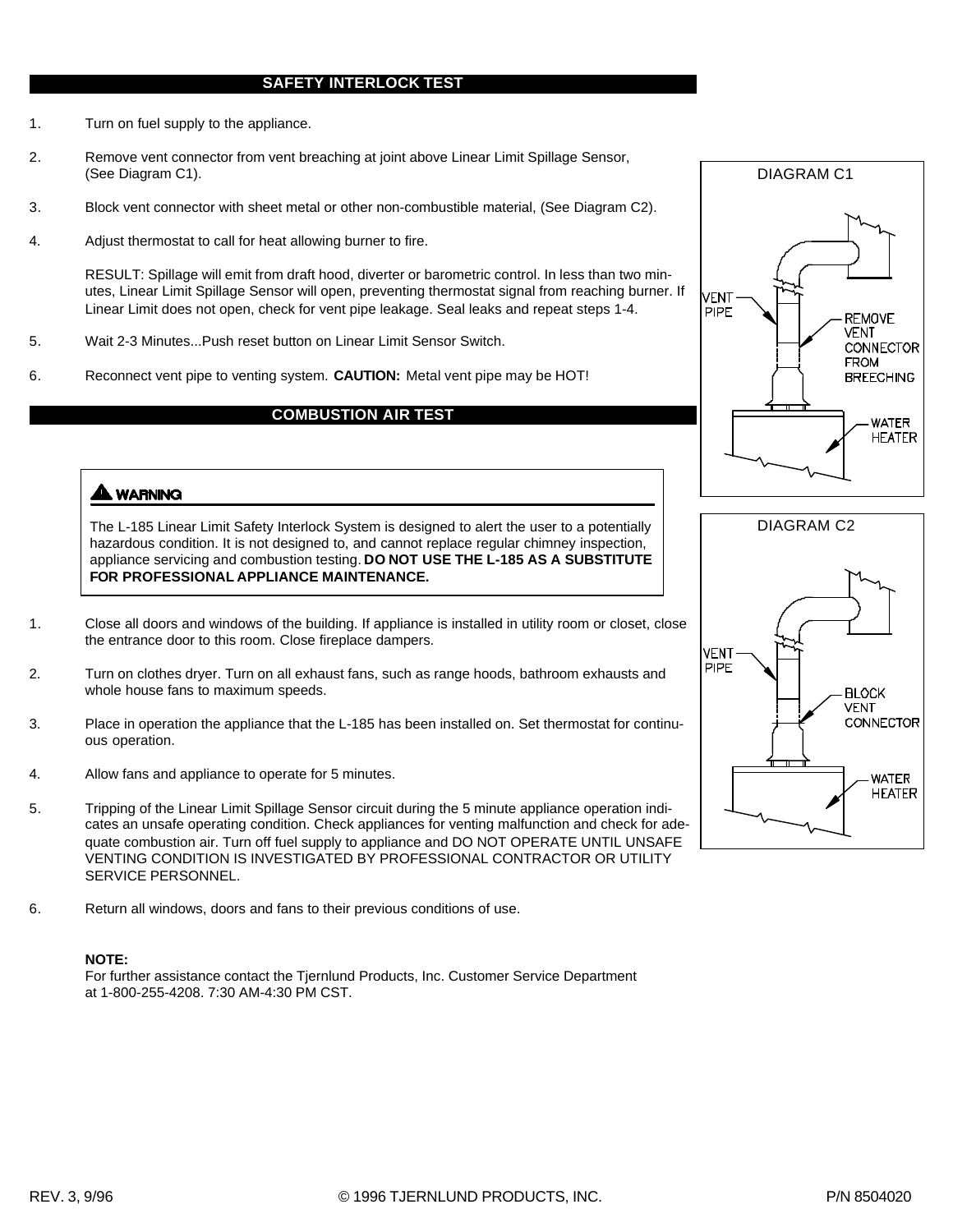## SAFETY INTERLOCK TEST

1. Turn on fuel supply to the appliance.

2. Remove vent connector from vent breaching at joint above Linear Limit Spillage Sensor, (See Diagram C1).

3. Block vent connector with sheet metal or other non-combustible material, (See Diagram C2).

4. Adjust thermostat to call for heat allowing burner to fire.

   RESULT: Spillage will emit from draft hood, diverter or barometric control. In less than two minutes, Linear Limit Spillage Sensor will open, preventing thermostat signal from reaching burner. If Linear Limit does not open, check for vent pipe leakage. Seal leaks and repeat steps 1-4.

5. Wait 2-3 Minutes...Push reset button on Linear Limit Sensor Switch.

6. Reconnect vent pipe to venting system. **CAUTION:** Metal vent pipe may be HOT!

DIAGRAM C1

VENT PIPE

REMOVE VENT CONNECTOR FROM BREECHING

WATER HEATER

DIAGRAM C2

VENT PIPE

BLOCK VENT CONNECTOR

WATER HEATER

## COMBUSTION AIR TEST

**WARNING**

The L-185 Linear Limit Safety Interlock System is designed to alert the user to a potentially hazardous condition. It is not designed to, and cannot replace regular chimney inspection, appliance servicing and combustion testing. **DO NOT USE THE L-185 AS A SUBSTITUTE FOR PROFESSIONAL APPLIANCE MAINTENANCE.**

1. Close all doors and windows of the building. If appliance is installed in utility room or closet, close the entrance door to this room. Close fireplace dampers.

2. Turn on clothes dryer. Turn on all exhaust fans, such as range hoods, bathroom exhausts and whole house fans to maximum speeds.

3. Place in operation the appliance that the L-185 has been installed on. Set thermostat for continuous operation.

4. Allow fans and appliance to operate for 5 minutes.

5. Tripping of the Linear Limit Spillage Sensor circuit during the 5 minute appliance operation indicates an unsafe operating condition. Check appliances for venting malfunction and check for adequate combustion air. Turn off fuel supply to appliance and DO NOT OPERATE UNTIL UNSAFE VENTING CONDITION IS INVESTIGATED BY PROFESSIONAL CONTRACTOR OR UTILITY SERVICE PERSONNEL.

6. Return all windows, doors and fans to their previous conditions of use.

**NOTE:**
For further assistance contact the Tjernlund Products, Inc. Customer Service Department at 1-800-255-4208. 7:30 AM-4:30 PM CST.

REV. 3, 9/96 © 1996 TJERNLUND PRODUCTS, INC. P/N 8504020